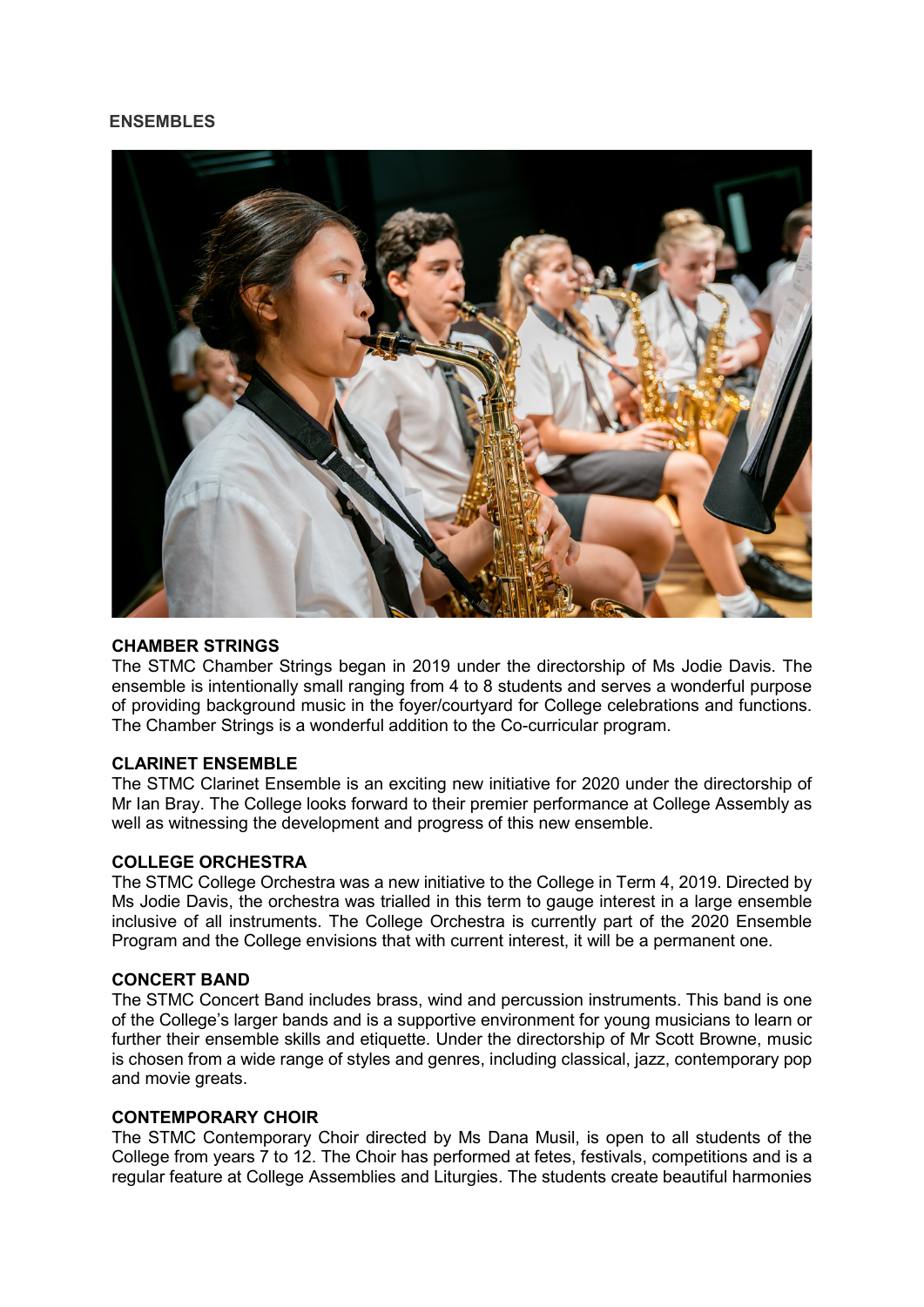## ENSEMBLES

### CHAMBER STRINGS

The STMC Chamber Strings began in 2019 under the directorship of Ms Jodie Davis. The ensemble is intentionally small ranging from 4 to 8 students and serves a wonderful purpose of providing background music in the foyer/courtyard for College celebrations and functions. The Chamber Strings is a wonderful addition to the Co-curricular program.

### CLARINET ENSEMBLE

The STMC Clarinet Ensemble is an exciting new initiative for 2020 under the directorship of Mr Ian Bray. The College looks forward to their premier performance at College Assembly as well as witnessing the development and progress of this new ensemble.

### COLLEGE ORCHESTRA

The STMC College Orchestra was a new initiative to the College in Term 4, 2019. Directed by Ms Jodie Davis, the orchestra was trialled in this term to gauge interest in a large ensemble inclusive of all instruments. The College Orchestra is currently part of the 2020 Ensemble Program and the College envisions that with current interest, it will be a permanent one.

### CONCERT BAND

The STMC Concert Band includes brass, wind and percussion instruments. This band is one of the College's larger bands and is a supportive environment for young musicians to learn or further their ensemble skills and etiquette. Under the directorship of Mr Scott Browne, music is chosen from a wide range of styles and genres, including classical, jazz, contemporary pop and movie greats.

### CONTEMPORARY CHOIR

The STMC Contemporary Choir directed by Ms Dana Musil, is open to all students of the College from years 7 to 12. The Choir has performed at fetes, festivals, competitions and is a regular feature at College Assemblies and Liturgies. The students create beautiful harmonies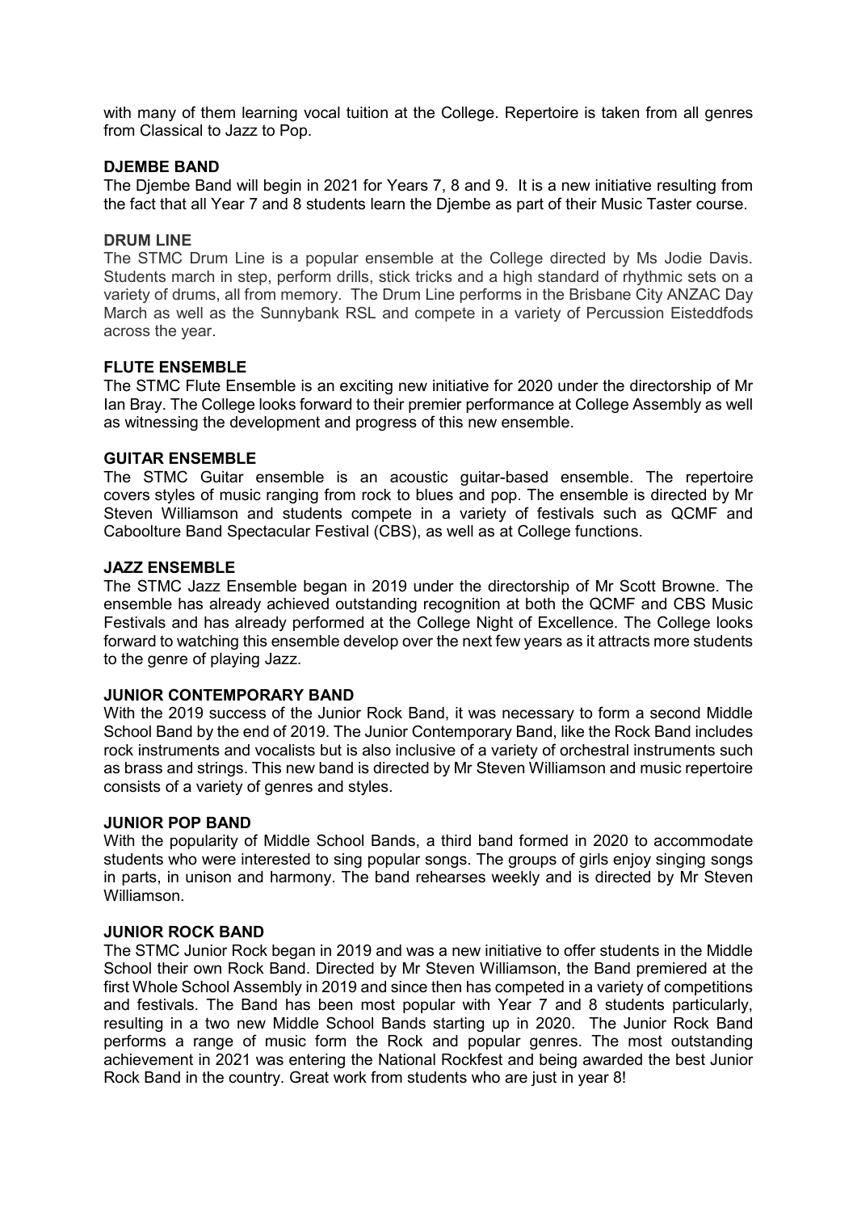with many of them learning vocal tuition at the College. Repertoire is taken from all genres from Classical to Jazz to Pop.

**DJEMBE BAND**

The Djembe Band will begin in 2021 for Years 7, 8 and 9. It is a new initiative resulting from the fact that all Year 7 and 8 students learn the Djembe as part of their Music Taster course.

**DRUM LINE**

The STMC Drum Line is a popular ensemble at the College directed by Ms Jodie Davis. Students march in step, perform drills, stick tricks and a high standard of rhythmic sets on a variety of drums, all from memory. The Drum Line performs in the Brisbane City ANZAC Day March as well as the Sunnybank RSL and compete in a variety of Percussion Eisteddfods across the year.

**FLUTE ENSEMBLE**

The STMC Flute Ensemble is an exciting new initiative for 2020 under the directorship of Mr Ian Bray. The College looks forward to their premier performance at College Assembly as well as witnessing the development and progress of this new ensemble.

**GUITAR ENSEMBLE**

The STMC Guitar ensemble is an acoustic guitar-based ensemble. The repertoire covers styles of music ranging from rock to blues and pop. The ensemble is directed by Mr Steven Williamson and students compete in a variety of festivals such as QCMF and Caboolture Band Spectacular Festival (CBS), as well as at College functions.

**JAZZ ENSEMBLE**

The STMC Jazz Ensemble began in 2019 under the directorship of Mr Scott Browne. The ensemble has already achieved outstanding recognition at both the QCMF and CBS Music Festivals and has already performed at the College Night of Excellence. The College looks forward to watching this ensemble develop over the next few years as it attracts more students to the genre of playing Jazz.

**JUNIOR CONTEMPORARY BAND**

With the 2019 success of the Junior Rock Band, it was necessary to form a second Middle School Band by the end of 2019. The Junior Contemporary Band, like the Rock Band includes rock instruments and vocalists but is also inclusive of a variety of orchestral instruments such as brass and strings. This new band is directed by Mr Steven Williamson and music repertoire consists of a variety of genres and styles.

**JUNIOR POP BAND**

With the popularity of Middle School Bands, a third band formed in 2020 to accommodate students who were interested to sing popular songs. The groups of girls enjoy singing songs in parts, in unison and harmony. The band rehearses weekly and is directed by Mr Steven Williamson.

**JUNIOR ROCK BAND**

The STMC Junior Rock began in 2019 and was a new initiative to offer students in the Middle School their own Rock Band. Directed by Mr Steven Williamson, the Band premiered at the first Whole School Assembly in 2019 and since then has competed in a variety of competitions and festivals. The Band has been most popular with Year 7 and 8 students particularly, resulting in a two new Middle School Bands starting up in 2020. The Junior Rock Band performs a range of music form the Rock and popular genres. The most outstanding achievement in 2021 was entering the National Rockfest and being awarded the best Junior Rock Band in the country. Great work from students who are just in year 8!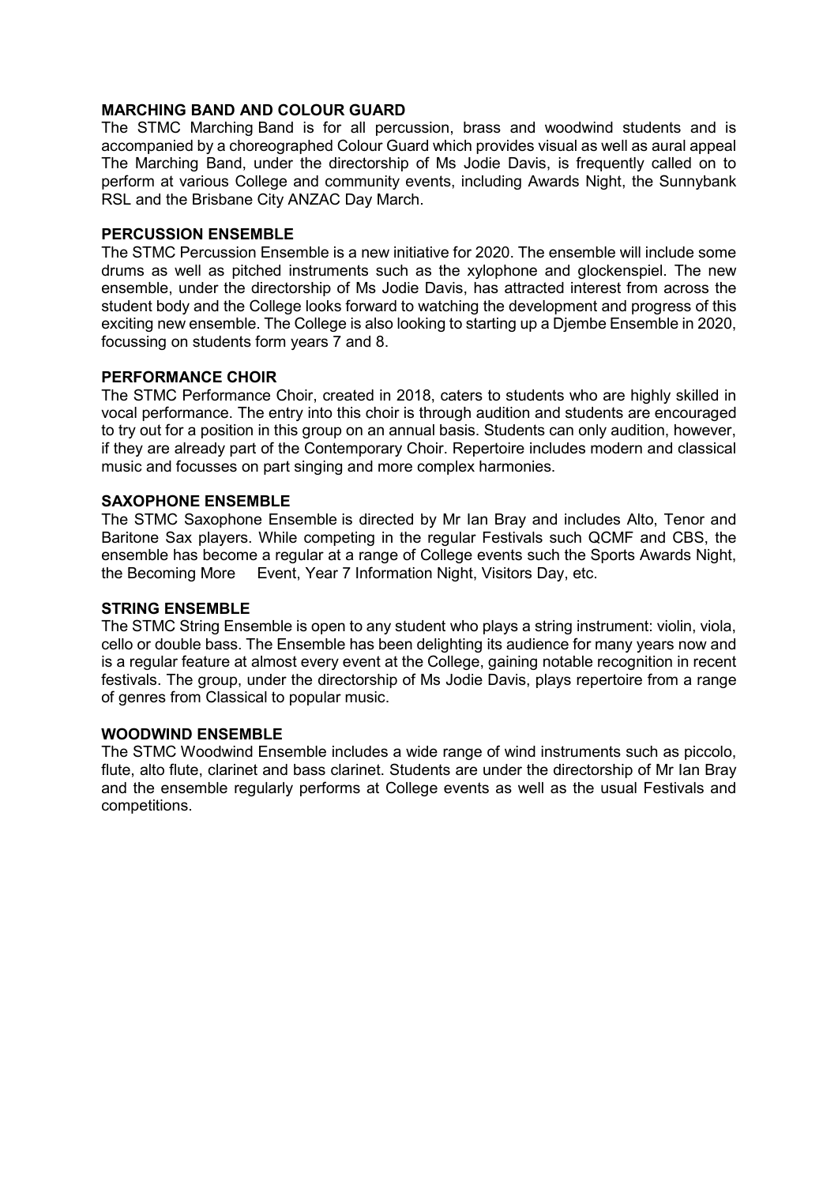## MARCHING BAND AND COLOUR GUARD

The STMC Marching Band is for all percussion, brass and woodwind students and is accompanied by a choreographed Colour Guard which provides visual as well as aural appeal The Marching Band, under the directorship of Ms Jodie Davis, is frequently called on to perform at various College and community events, including Awards Night, the Sunnybank RSL and the Brisbane City ANZAC Day March.

## PERCUSSION ENSEMBLE

The STMC Percussion Ensemble is a new initiative for 2020. The ensemble will include some drums as well as pitched instruments such as the xylophone and glockenspiel. The new ensemble, under the directorship of Ms Jodie Davis, has attracted interest from across the student body and the College looks forward to watching the development and progress of this exciting new ensemble. The College is also looking to starting up a Djembe Ensemble in 2020, focussing on students form years 7 and 8.

## PERFORMANCE CHOIR

The STMC Performance Choir, created in 2018, caters to students who are highly skilled in vocal performance. The entry into this choir is through audition and students are encouraged to try out for a position in this group on an annual basis. Students can only audition, however, if they are already part of the Contemporary Choir. Repertoire includes modern and classical music and focusses on part singing and more complex harmonies.

## SAXOPHONE ENSEMBLE

The STMC Saxophone Ensemble is directed by Mr Ian Bray and includes Alto, Tenor and Baritone Sax players. While competing in the regular Festivals such QCMF and CBS, the ensemble has become a regular at a range of College events such the Sports Awards Night, the Becoming More Event, Year 7 Information Night, Visitors Day, etc.

## STRING ENSEMBLE

The STMC String Ensemble is open to any student who plays a string instrument: violin, viola, cello or double bass. The Ensemble has been delighting its audience for many years now and is a regular feature at almost every event at the College, gaining notable recognition in recent festivals. The group, under the directorship of Ms Jodie Davis, plays repertoire from a range of genres from Classical to popular music.

## WOODWIND ENSEMBLE

The STMC Woodwind Ensemble includes a wide range of wind instruments such as piccolo, flute, alto flute, clarinet and bass clarinet. Students are under the directorship of Mr Ian Bray and the ensemble regularly performs at College events as well as the usual Festivals and competitions.